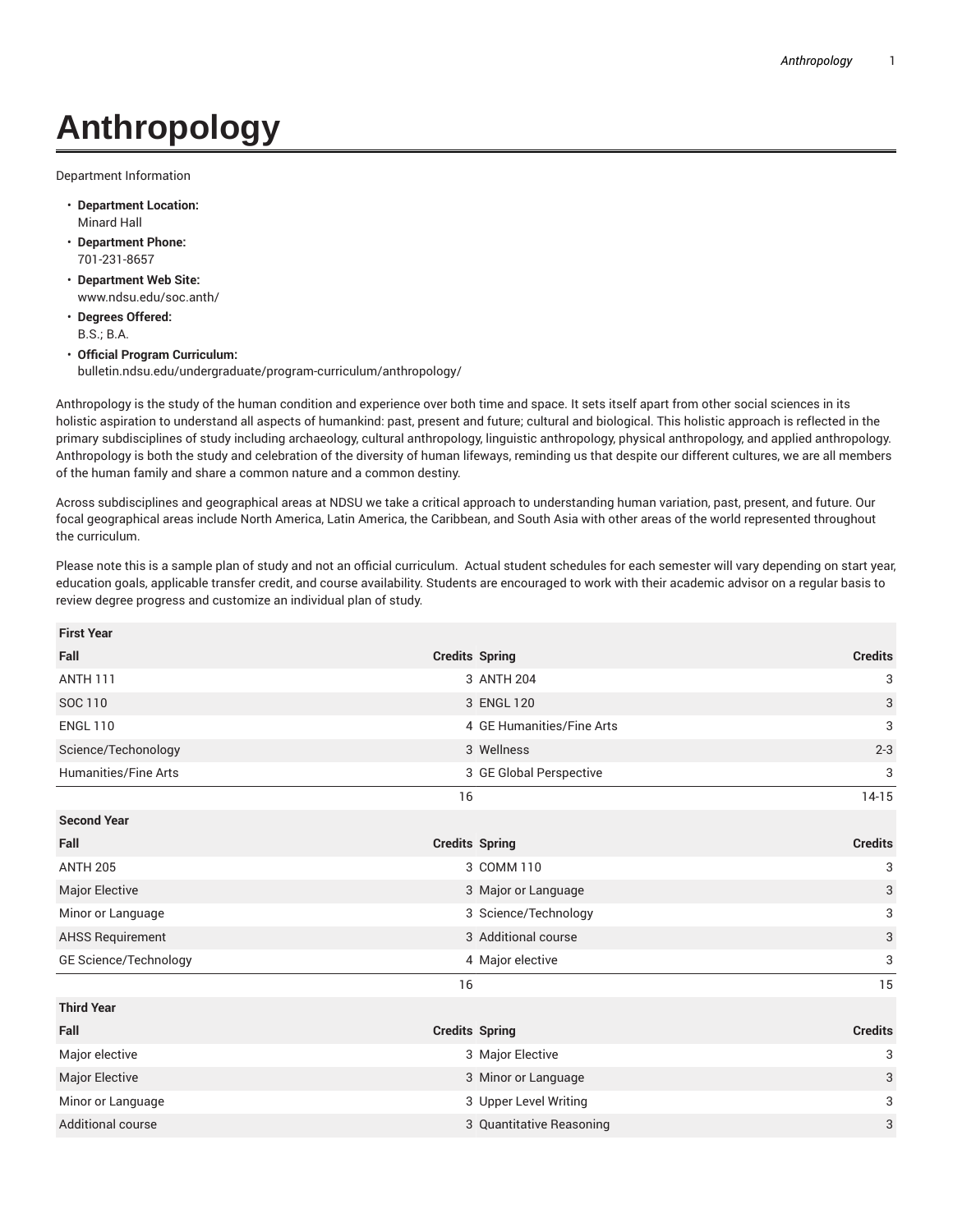# Anthropology

Department Information

- **Department Location:**
  Minard Hall
- **Department Phone:**
  701-231-8657
- **Department Web Site:**
  www.ndsu.edu/soc.anth/
- **Degrees Offered:**
  B.S.; B.A.
- **Official Program Curriculum:**
  bulletin.ndsu.edu/undergraduate/program-curriculum/anthropology/

Anthropology is the study of the human condition and experience over both time and space. It sets itself apart from other social sciences in its holistic aspiration to understand all aspects of humankind: past, present and future; cultural and biological. This holistic approach is reflected in the primary subdisciplines of study including archaeology, cultural anthropology, linguistic anthropology, physical anthropology, and applied anthropology. Anthropology is both the study and celebration of the diversity of human lifeways, reminding us that despite our different cultures, we are all members of the human family and share a common nature and a common destiny.

Across subdisciplines and geographical areas at NDSU we take a critical approach to understanding human variation, past, present, and future. Our focal geographical areas include North America, Latin America, the Caribbean, and South Asia with other areas of the world represented throughout the curriculum.

Please note this is a sample plan of study and not an official curriculum. Actual student schedules for each semester will vary depending on start year, education goals, applicable transfer credit, and course availability. Students are encouraged to work with their academic advisor on a regular basis to review degree progress and customize an individual plan of study.

| First Year | | | |
|---|---|---|---|
| **Fall** | **Credits** | **Spring** | **Credits** |
| ANTH 111 | 3 | ANTH 204 | 3 |
| SOC 110 | 3 | ENGL 120 | 3 |
| ENGL 110 | 4 | GE Humanities/Fine Arts | 3 |
| Science/Techonology | 3 | Wellness | 2-3 |
| Humanities/Fine Arts | 3 | GE Global Perspective | 3 |
| | 16 | | 14-15 |
| **Second Year** | | | |
| **Fall** | **Credits** | **Spring** | **Credits** |
| ANTH 205 | 3 | COMM 110 | 3 |
| Major Elective | 3 | Major or Language | 3 |
| Minor or Language | 3 | Science/Technology | 3 |
| AHSS Requirement | 3 | Additional course | 3 |
| GE Science/Technology | 4 | Major elective | 3 |
| | 16 | | 15 |
| **Third Year** | | | |
| **Fall** | **Credits** | **Spring** | **Credits** |
| Major elective | 3 | Major Elective | 3 |
| Major Elective | 3 | Minor or Language | 3 |
| Minor or Language | 3 | Upper Level Writing | 3 |
| Additional course | 3 | Quantitative Reasoning | 3 |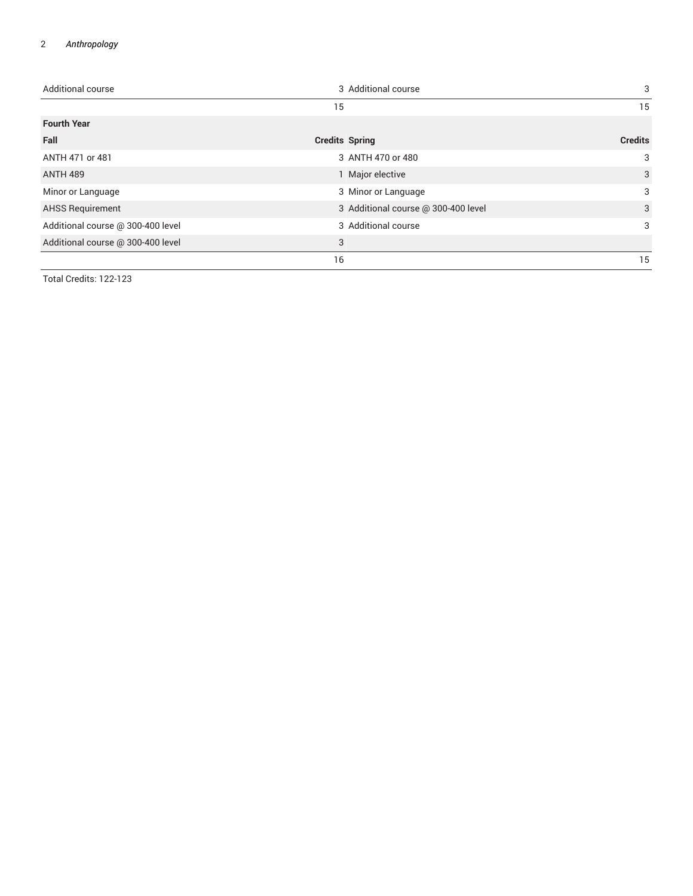| | | | |
|---|---|---|---|
| Additional course | 3 | Additional course | 3 |
| | 15 | | 15 |
| **Fourth Year** | | | |
| **Fall** | **Credits** | **Spring** | **Credits** |
| ANTH 471 or 481 | 3 | ANTH 470 or 480 | 3 |
| ANTH 489 | 1 | Major elective | 3 |
| Minor or Language | 3 | Minor or Language | 3 |
| AHSS Requirement | 3 | Additional course @ 300-400 level | 3 |
| Additional course @ 300-400 level | 3 | Additional course | 3 |
| Additional course @ 300-400 level | 3 | | |
| | 16 | | 15 |

Total Credits: 122-123